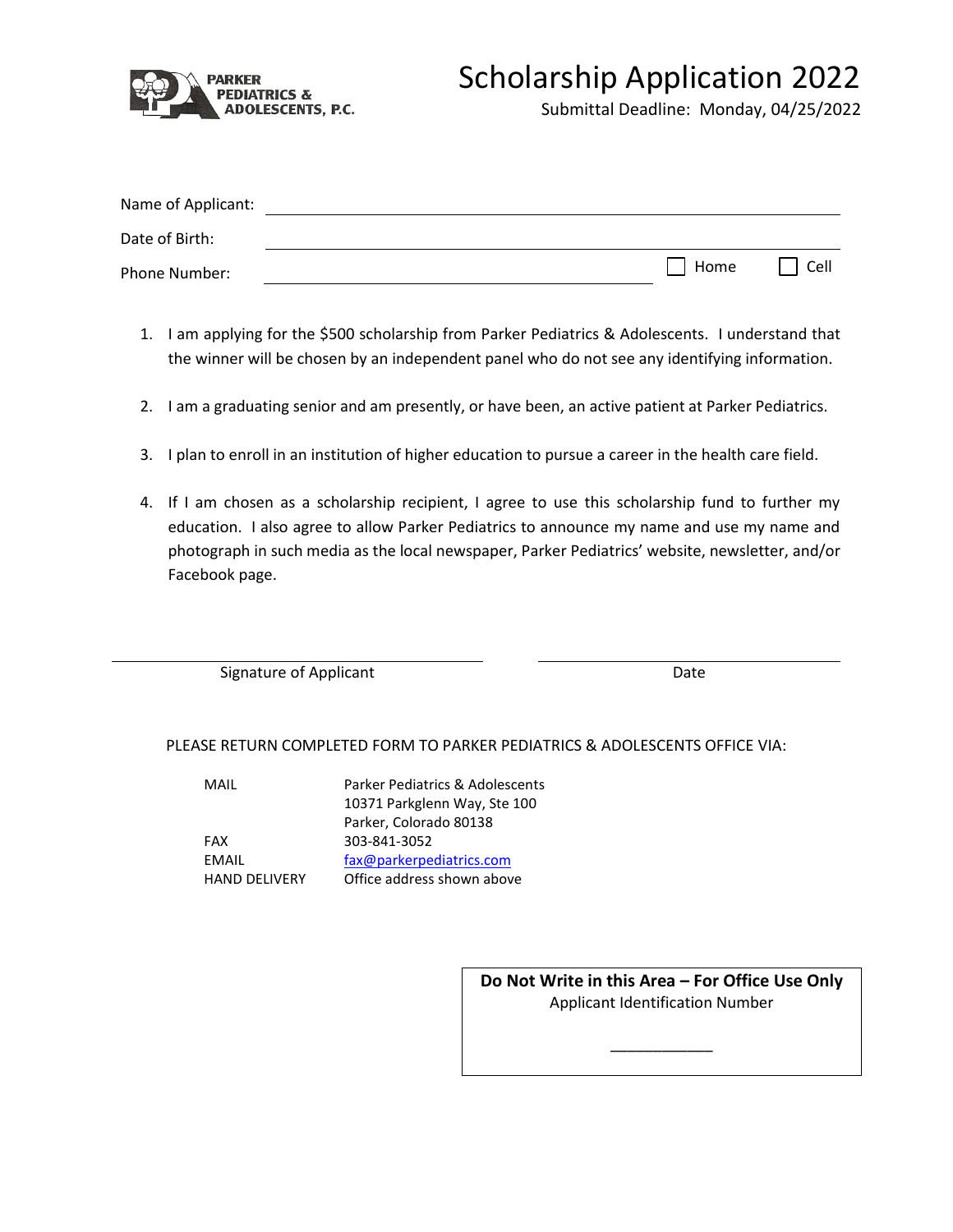PARKER PEDIATRICS & ADOLESCENTS, P.C.

# Scholarship Application 2022

Submittal Deadline: Monday, 04/25/2022

Name of Applicant: ______________________________

Date of Birth: ______________________________

Phone Number: ______________________________ ☐ Home ☐ Cell

1. I am applying for the $500 scholarship from Parker Pediatrics & Adolescents. I understand that the winner will be chosen by an independent panel who do not see any identifying information.

2. I am a graduating senior and am presently, or have been, an active patient at Parker Pediatrics.

3. I plan to enroll in an institution of higher education to pursue a career in the health care field.

4. If I am chosen as a scholarship recipient, I agree to use this scholarship fund to further my education. I also agree to allow Parker Pediatrics to announce my name and use my name and photograph in such media as the local newspaper, Parker Pediatrics' website, newsletter, and/or Facebook page.

______________________________ ______________________________

Signature of Applicant Date

PLEASE RETURN COMPLETED FORM TO PARKER PEDIATRICS & ADOLESCENTS OFFICE VIA:

| | |
|---|---|
| MAIL | Parker Pediatrics & Adolescents<br>10371 Parkglenn Way, Ste 100<br>Parker, Colorado 80138 |
| FAX | 303-841-3052 |
| EMAIL | fax@parkerpediatrics.com |
| HAND DELIVERY | Office address shown above |

**Do Not Write in this Area – For Office Use Only**

Applicant Identification Number

____________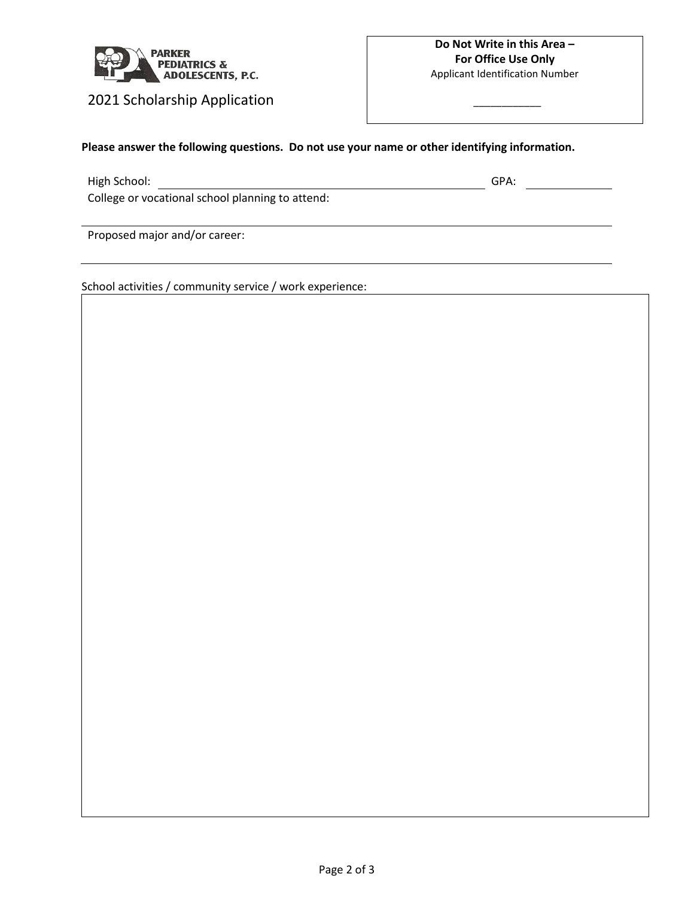PARKER PEDIATRICS & ADOLESCENTS, P.C.

2021 Scholarship Application

**Do Not Write in this Area – For Office Use Only**
Applicant Identification Number

___________

**Please answer the following questions. Do not use your name or other identifying information.**

High School: ______________________________ GPA: __________

College or vocational school planning to attend:

______________________________________________________________

Proposed major and/or career:

______________________________________________________________

School activities / community service / work experience: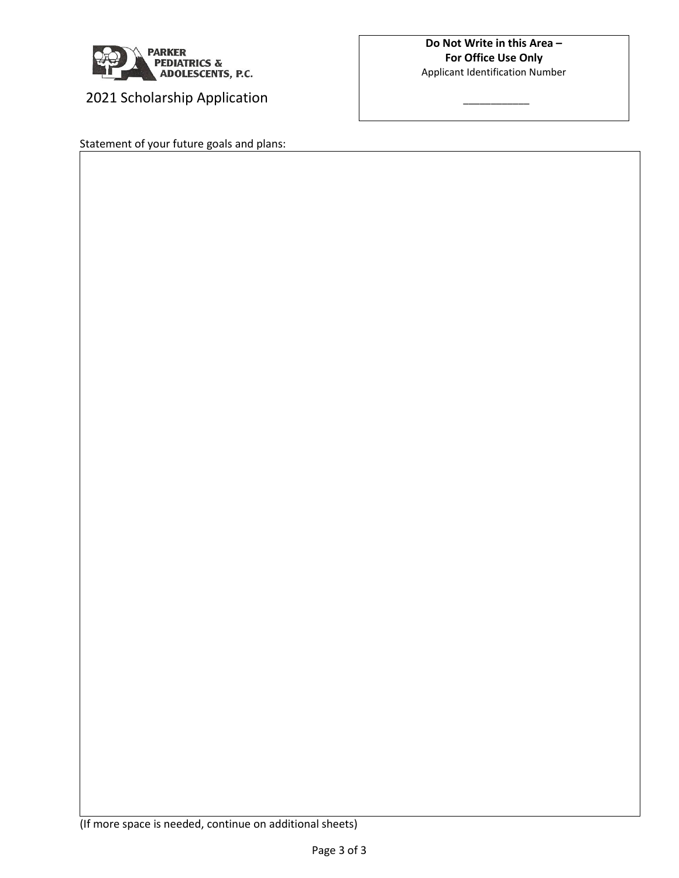PARKER PEDIATRICS & ADOLESCENTS, P.C.

2021 Scholarship Application

**Do Not Write in this Area –**
**For Office Use Only**
Applicant Identification Number

___________

Statement of your future goals and plans:

(If more space is needed, continue on additional sheets)